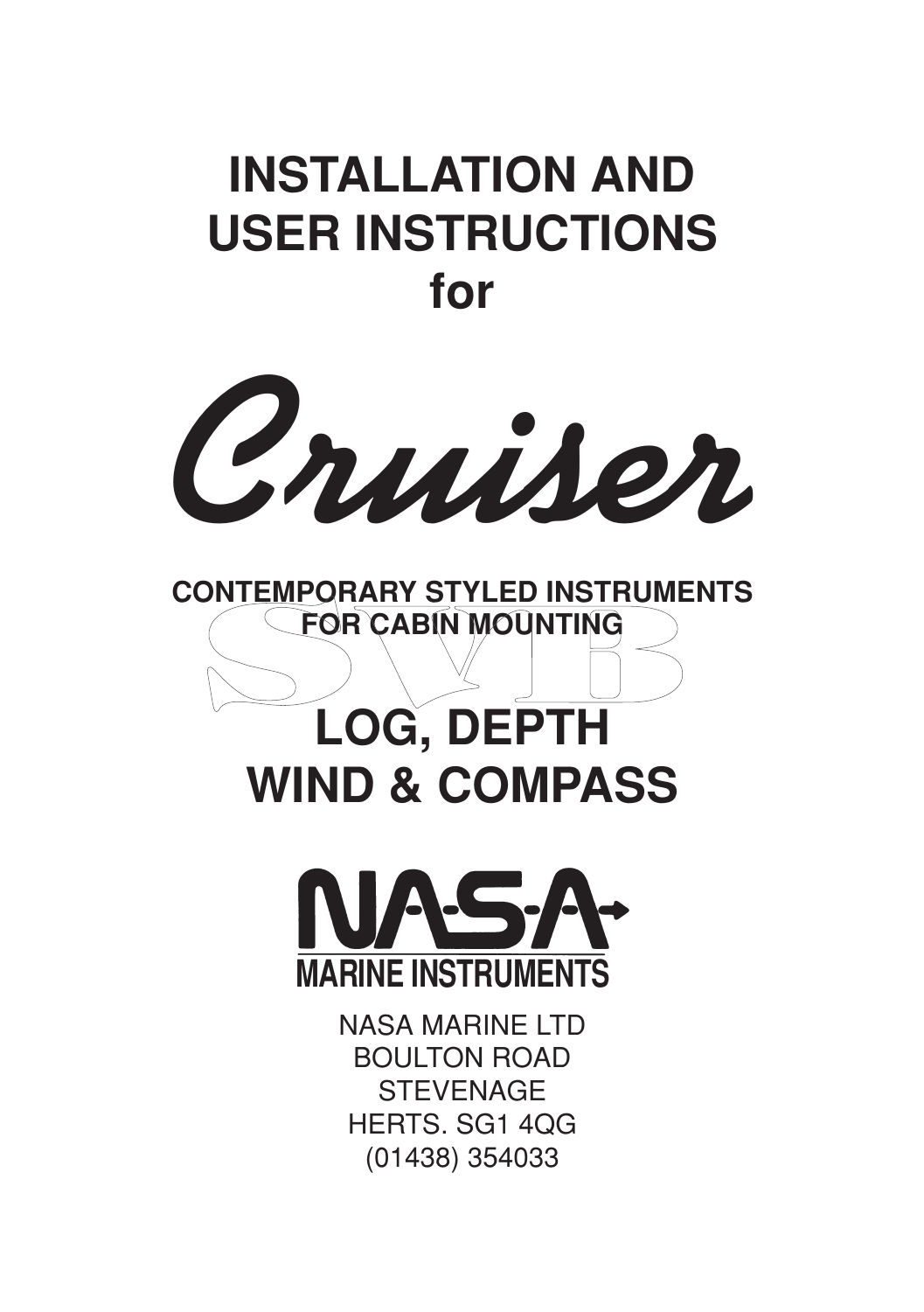# INSTALLATION AND USER INSTRUCTIONS for

# Cruiser

**CONTEMPORARY STYLED INSTRUMENTS FOR CABIN MOUNTING**

# LOG, DEPTH WIND & COMPASS

**NASA MARINE INSTRUMENTS**

NASA MARINE LTD
BOULTON ROAD
STEVENAGE
HERTS. SG1 4QG
(01438) 354033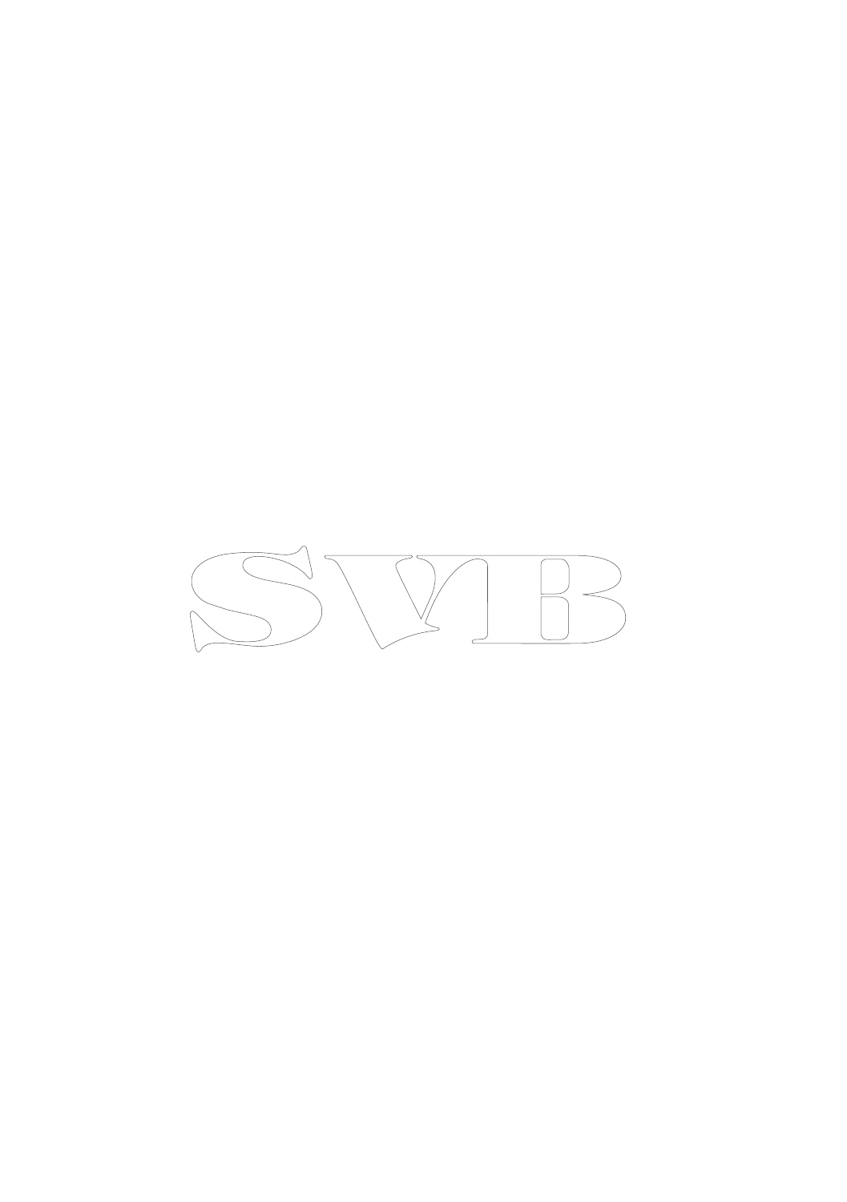SVB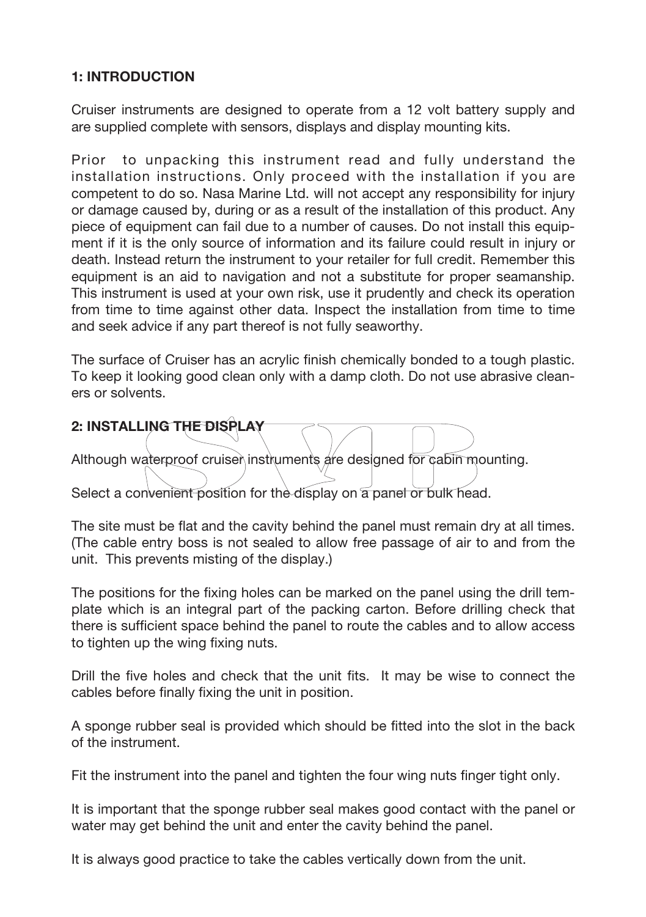## 1: INTRODUCTION

Cruiser instruments are designed to operate from a 12 volt battery supply and are supplied complete with sensors, displays and display mounting kits.

Prior to unpacking this instrument read and fully understand the installation instructions. Only proceed with the installation if you are competent to do so. Nasa Marine Ltd. will not accept any responsibility for injury or damage caused by, during or as a result of the installation of this product. Any piece of equipment can fail due to a number of causes. Do not install this equipment if it is the only source of information and its failure could result in injury or death. Instead return the instrument to your retailer for full credit. Remember this equipment is an aid to navigation and not a substitute for proper seamanship. This instrument is used at your own risk, use it prudently and check its operation from time to time against other data. Inspect the installation from time to time and seek advice if any part thereof is not fully seaworthy.

The surface of Cruiser has an acrylic finish chemically bonded to a tough plastic. To keep it looking good clean only with a damp cloth. Do not use abrasive cleaners or solvents.

## 2: INSTALLING THE DISPLAY

Although waterproof cruiser instruments are designed for cabin mounting.

Select a convenient position for the display on a panel or bulk head.

The site must be flat and the cavity behind the panel must remain dry at all times. (The cable entry boss is not sealed to allow free passage of air to and from the unit. This prevents misting of the display.)

The positions for the fixing holes can be marked on the panel using the drill template which is an integral part of the packing carton. Before drilling check that there is sufficient space behind the panel to route the cables and to allow access to tighten up the wing fixing nuts.

Drill the five holes and check that the unit fits. It may be wise to connect the cables before finally fixing the unit in position.

A sponge rubber seal is provided which should be fitted into the slot in the back of the instrument.

Fit the instrument into the panel and tighten the four wing nuts finger tight only.

It is important that the sponge rubber seal makes good contact with the panel or water may get behind the unit and enter the cavity behind the panel.

It is always good practice to take the cables vertically down from the unit.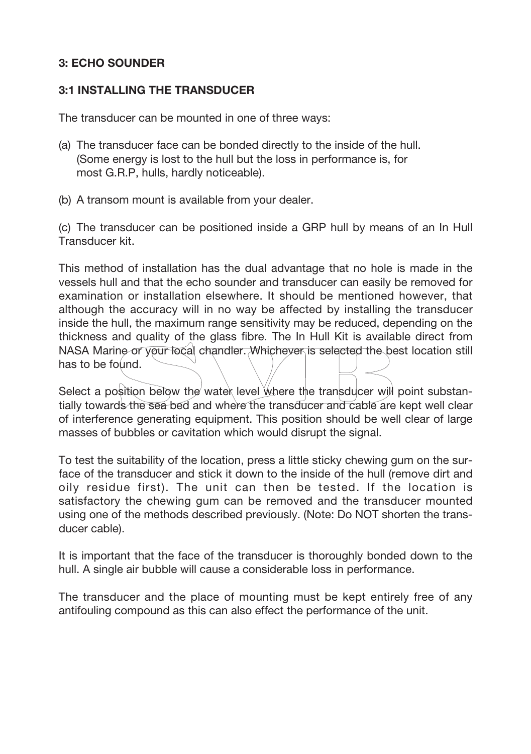## 3: ECHO SOUNDER

### 3:1 INSTALLING THE TRANSDUCER

The transducer can be mounted in one of three ways:

(a) The transducer face can be bonded directly to the inside of the hull. (Some energy is lost to the hull but the loss in performance is, for most G.R.P, hulls, hardly noticeable).

(b) A transom mount is available from your dealer.

(c) The transducer can be positioned inside a GRP hull by means of an In Hull Transducer kit.

This method of installation has the dual advantage that no hole is made in the vessels hull and that the echo sounder and transducer can easily be removed for examination or installation elsewhere. It should be mentioned however, that although the accuracy will in no way be affected by installing the transducer inside the hull, the maximum range sensitivity may be reduced, depending on the thickness and quality of the glass fibre. The In Hull Kit is available direct from NASA Marine or your local chandler. Whichever is selected the best location still has to be found.

Select a position below the water level where the transducer will point substantially towards the sea bed and where the transducer and cable are kept well clear of interference generating equipment. This position should be well clear of large masses of bubbles or cavitation which would disrupt the signal.

To test the suitability of the location, press a little sticky chewing gum on the surface of the transducer and stick it down to the inside of the hull (remove dirt and oily residue first). The unit can then be tested. If the location is satisfactory the chewing gum can be removed and the transducer mounted using one of the methods described previously. (Note: Do NOT shorten the transducer cable).

It is important that the face of the transducer is thoroughly bonded down to the hull. A single air bubble will cause a considerable loss in performance.

The transducer and the place of mounting must be kept entirely free of any antifouling compound as this can also effect the performance of the unit.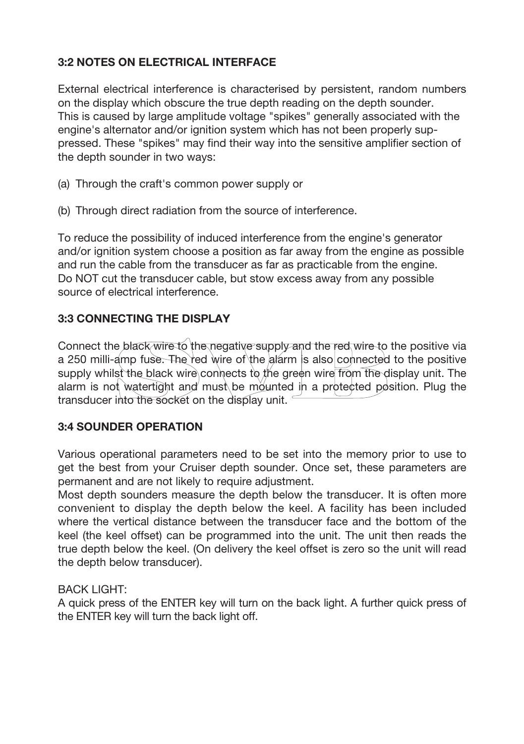## 3:2 NOTES ON ELECTRICAL INTERFACE

External electrical interference is characterised by persistent, random numbers on the display which obscure the true depth reading on the depth sounder. This is caused by large amplitude voltage "spikes" generally associated with the engine's alternator and/or ignition system which has not been properly suppressed. These "spikes" may find their way into the sensitive amplifier section of the depth sounder in two ways:

(a) Through the craft's common power supply or

(b) Through direct radiation from the source of interference.

To reduce the possibility of induced interference from the engine's generator and/or ignition system choose a position as far away from the engine as possible and run the cable from the transducer as far as practicable from the engine. Do NOT cut the transducer cable, but stow excess away from any possible source of electrical interference.

## 3:3 CONNECTING THE DISPLAY

Connect the black wire to the negative supply and the red wire to the positive via a 250 milli-amp fuse. The red wire of the alarm is also connected to the positive supply whilst the black wire connects to the green wire from the display unit. The alarm is not watertight and must be mounted in a protected position. Plug the transducer into the socket on the display unit.

## 3:4 SOUNDER OPERATION

Various operational parameters need to be set into the memory prior to use to get the best from your Cruiser depth sounder. Once set, these parameters are permanent and are not likely to require adjustment.
Most depth sounders measure the depth below the transducer. It is often more convenient to display the depth below the keel. A facility has been included where the vertical distance between the transducer face and the bottom of the keel (the keel offset) can be programmed into the unit. The unit then reads the true depth below the keel. (On delivery the keel offset is zero so the unit will read the depth below transducer).

BACK LIGHT:
A quick press of the ENTER key will turn on the back light. A further quick press of the ENTER key will turn the back light off.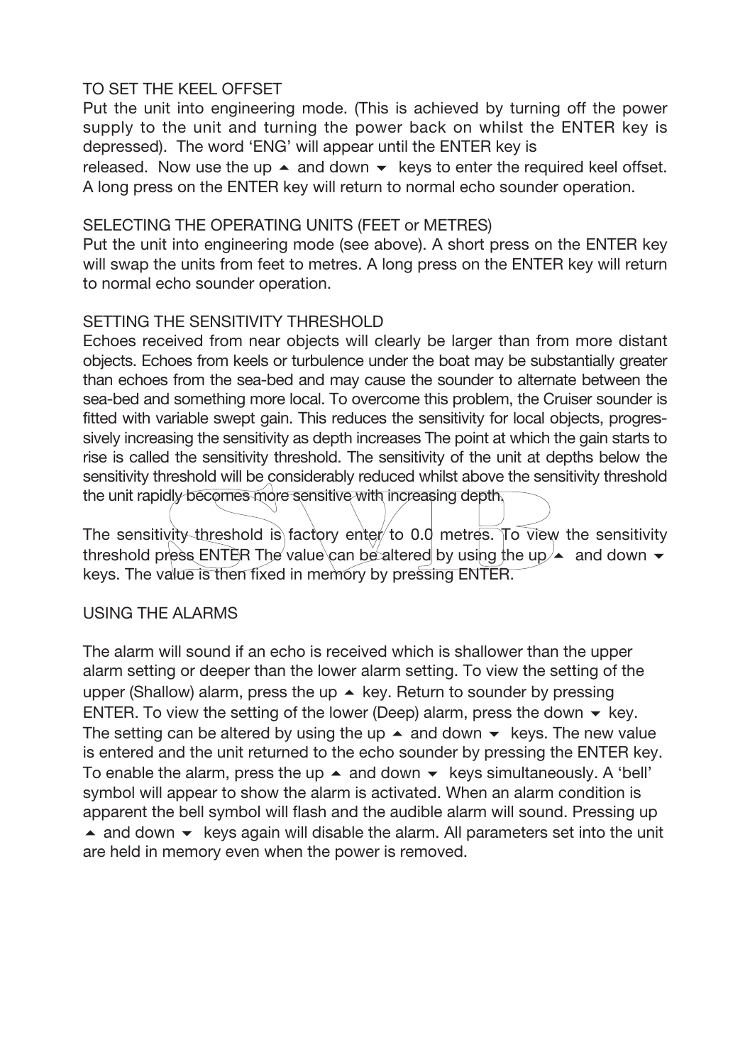## TO SET THE KEEL OFFSET

Put the unit into engineering mode. (This is achieved by turning off the power supply to the unit and turning the power back on whilst the ENTER key is depressed). The word 'ENG' will appear until the ENTER key is released. Now use the up ▲ and down ▼ keys to enter the required keel offset. A long press on the ENTER key will return to normal echo sounder operation.

## SELECTING THE OPERATING UNITS (FEET or METRES)

Put the unit into engineering mode (see above). A short press on the ENTER key will swap the units from feet to metres. A long press on the ENTER key will return to normal echo sounder operation.

## SETTING THE SENSITIVITY THRESHOLD

Echoes received from near objects will clearly be larger than from more distant objects. Echoes from keels or turbulence under the boat may be substantially greater than echoes from the sea-bed and may cause the sounder to alternate between the sea-bed and something more local. To overcome this problem, the Cruiser sounder is fitted with variable swept gain. This reduces the sensitivity for local objects, progressively increasing the sensitivity as depth increases The point at which the gain starts to rise is called the sensitivity threshold. The sensitivity of the unit at depths below the sensitivity threshold will be considerably reduced whilst above the sensitivity threshold the unit rapidly becomes more sensitive with increasing depth.

The sensitivity threshold is factory enter to 0.0 metres. To view the sensitivity threshold press ENTER The value can be altered by using the up ▲ and down ▼ keys. The value is then fixed in memory by pressing ENTER.

## USING THE ALARMS

The alarm will sound if an echo is received which is shallower than the upper alarm setting or deeper than the lower alarm setting. To view the setting of the upper (Shallow) alarm, press the up ▲ key. Return to sounder by pressing ENTER. To view the setting of the lower (Deep) alarm, press the down ▼ key. The setting can be altered by using the up ▲ and down ▼ keys. The new value is entered and the unit returned to the echo sounder by pressing the ENTER key. To enable the alarm, press the up ▲ and down ▼ keys simultaneously. A 'bell' symbol will appear to show the alarm is activated. When an alarm condition is apparent the bell symbol will flash and the audible alarm will sound. Pressing up ▲ and down ▼ keys again will disable the alarm. All parameters set into the unit are held in memory even when the power is removed.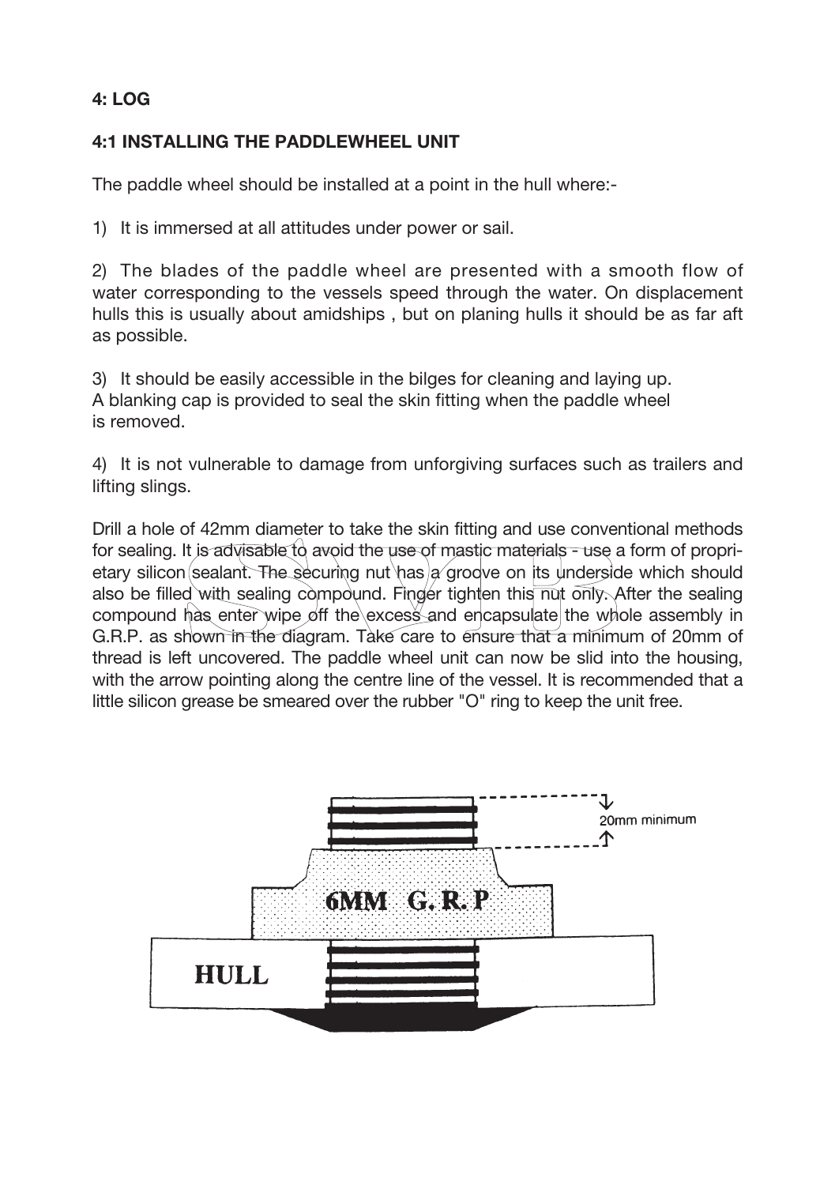## 4: LOG

### 4:1 INSTALLING THE PADDLEWHEEL UNIT

The paddle wheel should be installed at a point in the hull where:-

1) It is immersed at all attitudes under power or sail.

2) The blades of the paddle wheel are presented with a smooth flow of water corresponding to the vessels speed through the water. On displacement hulls this is usually about amidships , but on planing hulls it should be as far aft as possible.

3) It should be easily accessible in the bilges for cleaning and laying up.
A blanking cap is provided to seal the skin fitting when the paddle wheel is removed.

4) It is not vulnerable to damage from unforgiving surfaces such as trailers and lifting slings.

Drill a hole of 42mm diameter to take the skin fitting and use conventional methods for sealing. It is advisable to avoid the use of mastic materials - use a form of proprietary silicon sealant. The securing nut has a groove on its underside which should also be filled with sealing compound. Finger tighten this nut only. After the sealing compound has enter wipe off the excess and encapsulate the whole assembly in G.R.P. as shown in the diagram. Take care to ensure that a minimum of 20mm of thread is left uncovered. The paddle wheel unit can now be slid into the housing, with the arrow pointing along the centre line of the vessel. It is recommended that a little silicon grease be smeared over the rubber "O" ring to keep the unit free.

20mm minimum

6MM G.R.P

HULL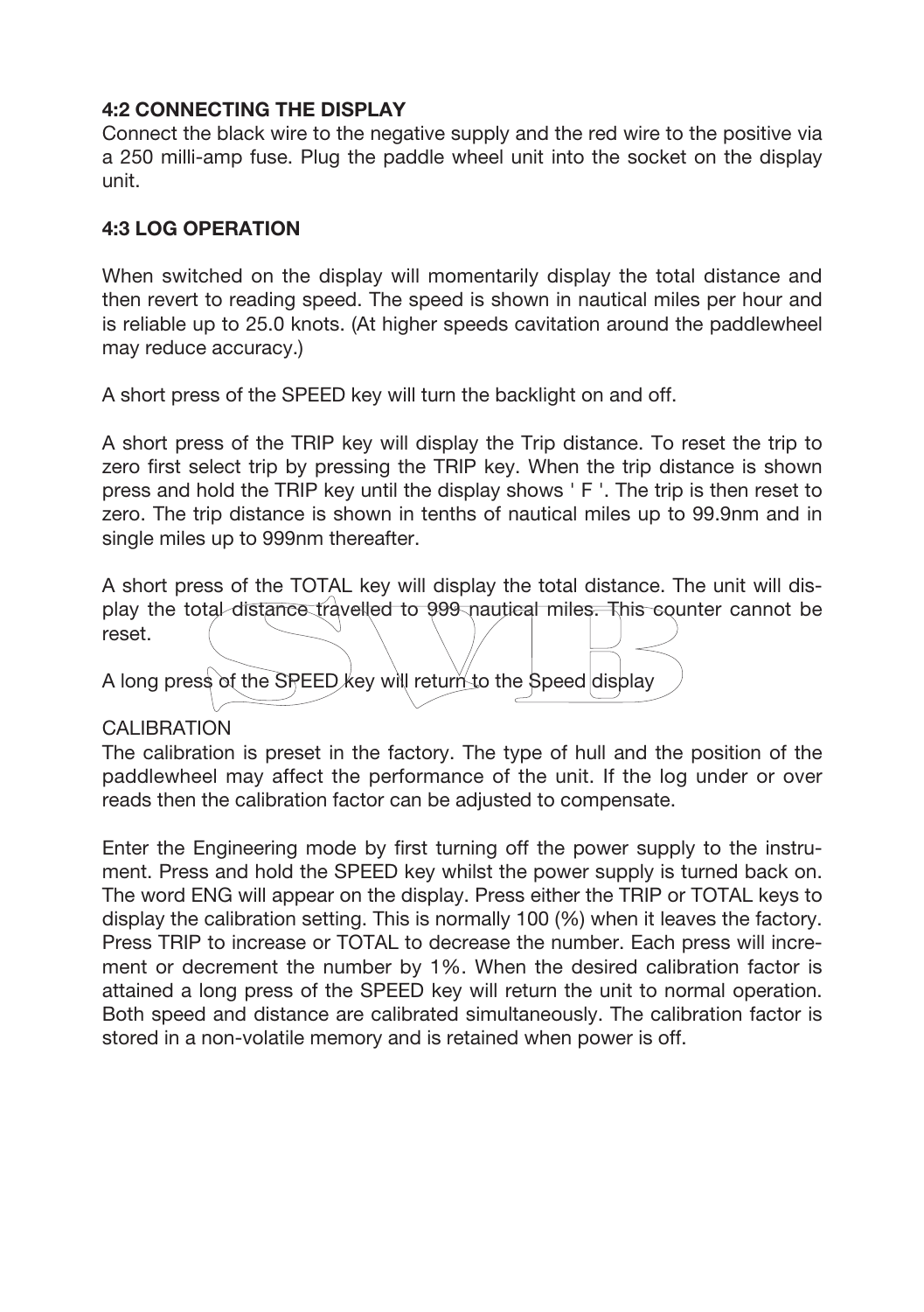## 4:2 CONNECTING THE DISPLAY

Connect the black wire to the negative supply and the red wire to the positive via a 250 milli-amp fuse. Plug the paddle wheel unit into the socket on the display unit.

## 4:3 LOG OPERATION

When switched on the display will momentarily display the total distance and then revert to reading speed. The speed is shown in nautical miles per hour and is reliable up to 25.0 knots. (At higher speeds cavitation around the paddlewheel may reduce accuracy.)

A short press of the SPEED key will turn the backlight on and off.

A short press of the TRIP key will display the Trip distance. To reset the trip to zero first select trip by pressing the TRIP key. When the trip distance is shown press and hold the TRIP key until the display shows ' F '. The trip is then reset to zero. The trip distance is shown in tenths of nautical miles up to 99.9nm and in single miles up to 999nm thereafter.

A short press of the TOTAL key will display the total distance. The unit will display the total distance travelled to 999 nautical miles. This counter cannot be reset.

A long press of the SPEED key will return to the Speed display

CALIBRATION

The calibration is preset in the factory. The type of hull and the position of the paddlewheel may affect the performance of the unit. If the log under or over reads then the calibration factor can be adjusted to compensate.

Enter the Engineering mode by first turning off the power supply to the instrument. Press and hold the SPEED key whilst the power supply is turned back on. The word ENG will appear on the display. Press either the TRIP or TOTAL keys to display the calibration setting. This is normally 100 (%) when it leaves the factory. Press TRIP to increase or TOTAL to decrease the number. Each press will increment or decrement the number by 1%. When the desired calibration factor is attained a long press of the SPEED key will return the unit to normal operation. Both speed and distance are calibrated simultaneously. The calibration factor is stored in a non-volatile memory and is retained when power is off.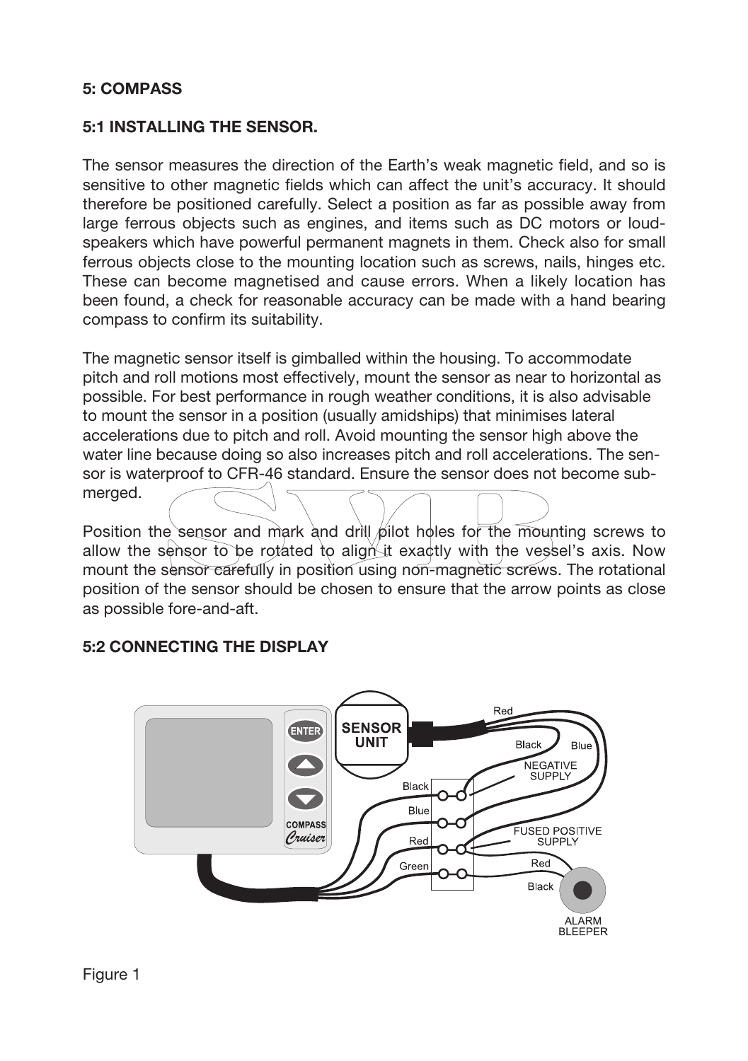## 5: COMPASS

### 5:1 INSTALLING THE SENSOR.

The sensor measures the direction of the Earth's weak magnetic field, and so is sensitive to other magnetic fields which can affect the unit's accuracy. It should therefore be positioned carefully. Select a position as far as possible away from large ferrous objects such as engines, and items such as DC motors or loud-speakers which have powerful permanent magnets in them. Check also for small ferrous objects close to the mounting location such as screws, nails, hinges etc. These can become magnetised and cause errors. When a likely location has been found, a check for reasonable accuracy can be made with a hand bearing compass to confirm its suitability.

The magnetic sensor itself is gimballed within the housing. To accommodate pitch and roll motions most effectively, mount the sensor as near to horizontal as possible. For best performance in rough weather conditions, it is also advisable to mount the sensor in a position (usually amidships) that minimises lateral accelerations due to pitch and roll. Avoid mounting the sensor high above the water line because doing so also increases pitch and roll accelerations. The sensor is waterproof to CFR-46 standard. Ensure the sensor does not become submerged.

Position the sensor and mark and drill pilot holes for the mounting screws to allow the sensor to be rotated to align it exactly with the vessel's axis. Now mount the sensor carefully in position using non-magnetic screws. The rotational position of the sensor should be chosen to ensure that the arrow points as close as possible fore-and-aft.

### 5:2 CONNECTING THE DISPLAY

Figure 1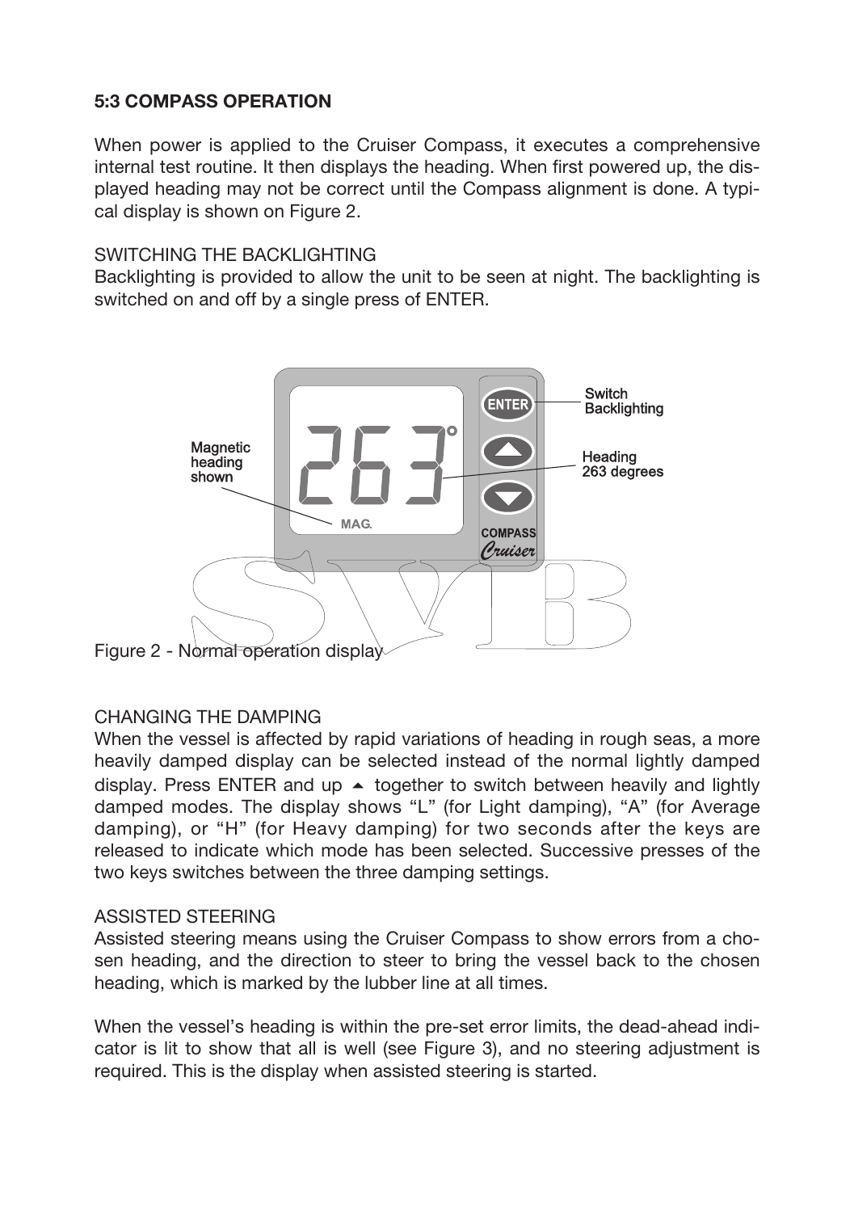## 5:3 COMPASS OPERATION

When power is applied to the Cruiser Compass, it executes a comprehensive internal test routine. It then displays the heading. When first powered up, the displayed heading may not be correct until the Compass alignment is done. A typical display is shown on Figure 2.

SWITCHING THE BACKLIGHTING

Backlighting is provided to allow the unit to be seen at night. The backlighting is switched on and off by a single press of ENTER.

Figure 2 - Normal operation display

CHANGING THE DAMPING

When the vessel is affected by rapid variations of heading in rough seas, a more heavily damped display can be selected instead of the normal lightly damped display. Press ENTER and up ▲ together to switch between heavily and lightly damped modes. The display shows “L” (for Light damping), “A” (for Average damping), or “H” (for Heavy damping) for two seconds after the keys are released to indicate which mode has been selected. Successive presses of the two keys switches between the three damping settings.

ASSISTED STEERING

Assisted steering means using the Cruiser Compass to show errors from a chosen heading, and the direction to steer to bring the vessel back to the chosen heading, which is marked by the lubber line at all times.

When the vessel’s heading is within the pre-set error limits, the dead-ahead indicator is lit to show that all is well (see Figure 3), and no steering adjustment is required. This is the display when assisted steering is started.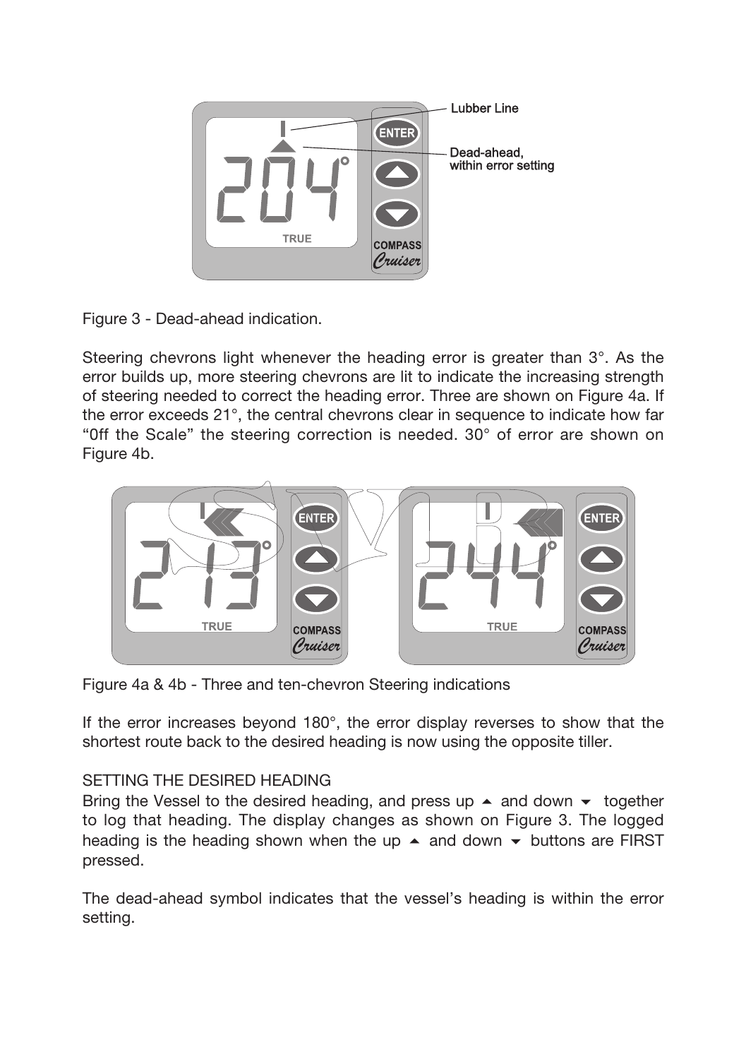Figure 3 - Dead-ahead indication.

Steering chevrons light whenever the heading error is greater than 3°. As the error builds up, more steering chevrons are lit to indicate the increasing strength of steering needed to correct the heading error. Three are shown on Figure 4a. If the error exceeds 21°, the central chevrons clear in sequence to indicate how far "0ff the Scale" the steering correction is needed. 30° of error are shown on Figure 4b.

Figure 4a & 4b - Three and ten-chevron Steering indications

If the error increases beyond 180°, the error display reverses to show that the shortest route back to the desired heading is now using the opposite tiller.

SETTING THE DESIRED HEADING

Bring the Vessel to the desired heading, and press up ▲ and down ▼ together to log that heading. The display changes as shown on Figure 3. The logged heading is the heading shown when the up ▲ and down ▼ buttons are FIRST pressed.

The dead-ahead symbol indicates that the vessel's heading is within the error setting.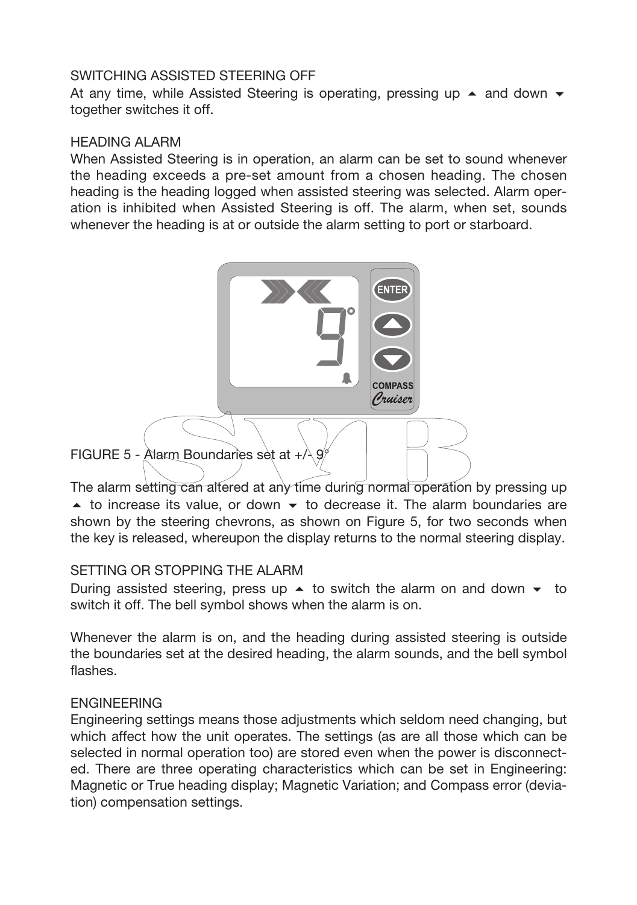### SWITCHING ASSISTED STEERING OFF

At any time, while Assisted Steering is operating, pressing up ▲ and down ▼ together switches it off.

### HEADING ALARM

When Assisted Steering is in operation, an alarm can be set to sound whenever the heading exceeds a pre-set amount from a chosen heading. The chosen heading is the heading logged when assisted steering was selected. Alarm operation is inhibited when Assisted Steering is off. The alarm, when set, sounds whenever the heading is at or outside the alarm setting to port or starboard.

FIGURE 5 - Alarm Boundaries set at +/- 9°

The alarm setting can altered at any time during normal operation by pressing up ▲ to increase its value, or down ▼ to decrease it. The alarm boundaries are shown by the steering chevrons, as shown on Figure 5, for two seconds when the key is released, whereupon the display returns to the normal steering display.

### SETTING OR STOPPING THE ALARM

During assisted steering, press up ▲ to switch the alarm on and down ▼ to switch it off. The bell symbol shows when the alarm is on.

Whenever the alarm is on, and the heading during assisted steering is outside the boundaries set at the desired heading, the alarm sounds, and the bell symbol flashes.

### ENGINEERING

Engineering settings means those adjustments which seldom need changing, but which affect how the unit operates. The settings (as are all those which can be selected in normal operation too) are stored even when the power is disconnected. There are three operating characteristics which can be set in Engineering: Magnetic or True heading display; Magnetic Variation; and Compass error (deviation) compensation settings.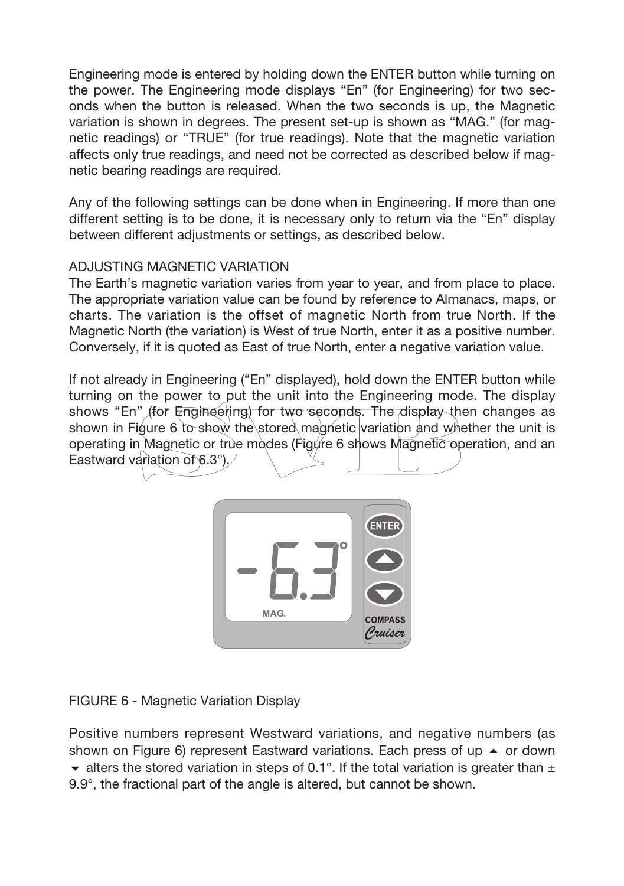Engineering mode is entered by holding down the ENTER button while turning on the power. The Engineering mode displays "En" (for Engineering) for two seconds when the button is released. When the two seconds is up, the Magnetic variation is shown in degrees. The present set-up is shown as "MAG." (for magnetic readings) or "TRUE" (for true readings). Note that the magnetic variation affects only true readings, and need not be corrected as described below if magnetic bearing readings are required.

Any of the following settings can be done when in Engineering. If more than one different setting is to be done, it is necessary only to return via the "En" display between different adjustments or settings, as described below.

## ADJUSTING MAGNETIC VARIATION

The Earth's magnetic variation varies from year to year, and from place to place. The appropriate variation value can be found by reference to Almanacs, maps, or charts. The variation is the offset of magnetic North from true North. If the Magnetic North (the variation) is West of true North, enter it as a positive number. Conversely, if it is quoted as East of true North, enter a negative variation value.

If not already in Engineering ("En" displayed), hold down the ENTER button while turning on the power to put the unit into the Engineering mode. The display shows "En" (for Engineering) for two seconds. The display then changes as shown in Figure 6 to show the stored magnetic variation and whether the unit is operating in Magnetic or true modes (Figure 6 shows Magnetic operation, and an Eastward variation of 6.3°).

FIGURE 6 - Magnetic Variation Display

Positive numbers represent Westward variations, and negative numbers (as shown on Figure 6) represent Eastward variations. Each press of up ▲ or down ▼ alters the stored variation in steps of 0.1°. If the total variation is greater than ± 9.9°, the fractional part of the angle is altered, but cannot be shown.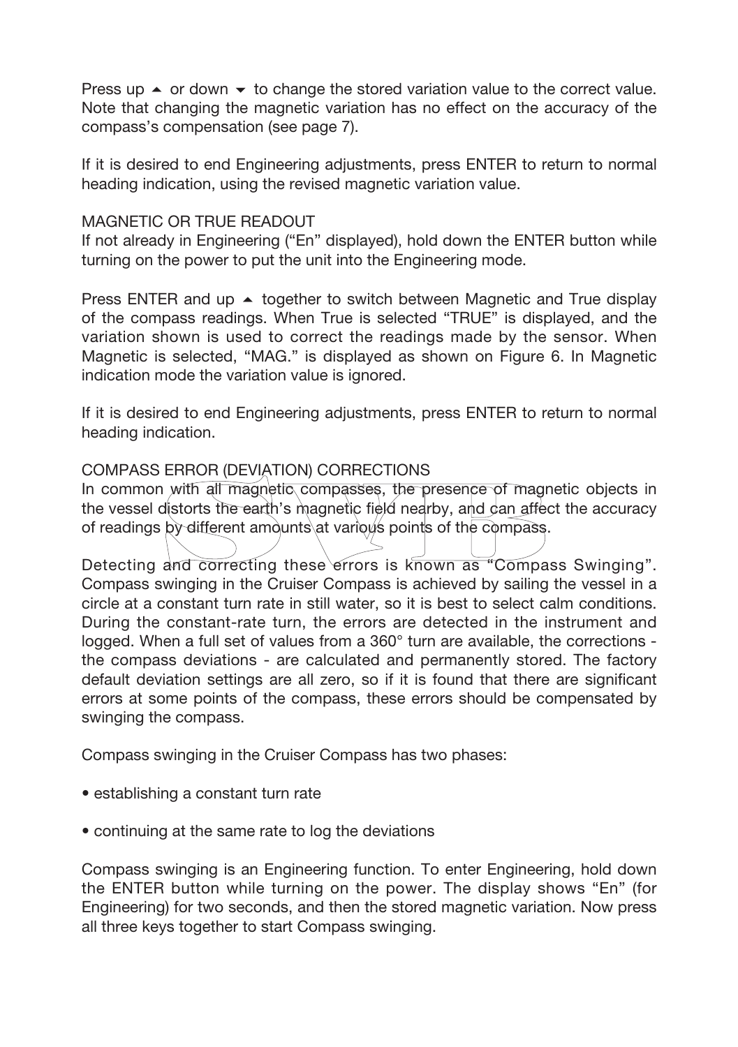Press up ▲ or down ▼ to change the stored variation value to the correct value. Note that changing the magnetic variation has no effect on the accuracy of the compass's compensation (see page 7).

If it is desired to end Engineering adjustments, press ENTER to return to normal heading indication, using the revised magnetic variation value.

## MAGNETIC OR TRUE READOUT

If not already in Engineering ("En" displayed), hold down the ENTER button while turning on the power to put the unit into the Engineering mode.

Press ENTER and up ▲ together to switch between Magnetic and True display of the compass readings. When True is selected "TRUE" is displayed, and the variation shown is used to correct the readings made by the sensor. When Magnetic is selected, "MAG." is displayed as shown on Figure 6. In Magnetic indication mode the variation value is ignored.

If it is desired to end Engineering adjustments, press ENTER to return to normal heading indication.

## COMPASS ERROR (DEVIATION) CORRECTIONS

In common with all magnetic compasses, the presence of magnetic objects in the vessel distorts the earth's magnetic field nearby, and can affect the accuracy of readings by different amounts at various points of the compass.

Detecting and correcting these errors is known as "Compass Swinging". Compass swinging in the Cruiser Compass is achieved by sailing the vessel in a circle at a constant turn rate in still water, so it is best to select calm conditions. During the constant-rate turn, the errors are detected in the instrument and logged. When a full set of values from a 360° turn are available, the corrections - the compass deviations - are calculated and permanently stored. The factory default deviation settings are all zero, so if it is found that there are significant errors at some points of the compass, these errors should be compensated by swinging the compass.

Compass swinging in the Cruiser Compass has two phases:

- establishing a constant turn rate
- continuing at the same rate to log the deviations

Compass swinging is an Engineering function. To enter Engineering, hold down the ENTER button while turning on the power. The display shows "En" (for Engineering) for two seconds, and then the stored magnetic variation. Now press all three keys together to start Compass swinging.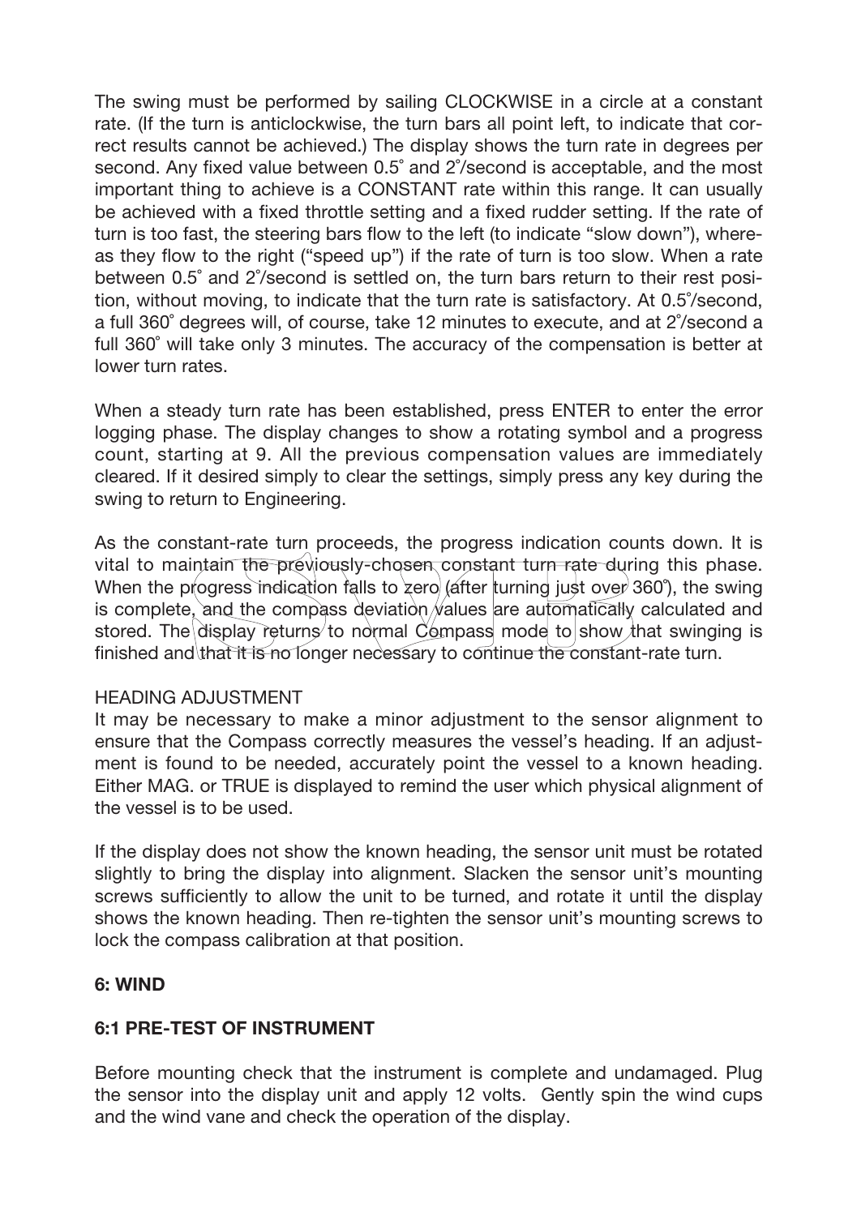The swing must be performed by sailing CLOCKWISE in a circle at a constant rate. (If the turn is anticlockwise, the turn bars all point left, to indicate that correct results cannot be achieved.) The display shows the turn rate in degrees per second. Any fixed value between 0.5˚ and 2˚/second is acceptable, and the most important thing to achieve is a CONSTANT rate within this range. It can usually be achieved with a fixed throttle setting and a fixed rudder setting. If the rate of turn is too fast, the steering bars flow to the left (to indicate "slow down"), whereas they flow to the right ("speed up") if the rate of turn is too slow. When a rate between 0.5˚ and 2˚/second is settled on, the turn bars return to their rest position, without moving, to indicate that the turn rate is satisfactory. At 0.5˚/second, a full 360˚ degrees will, of course, take 12 minutes to execute, and at 2˚/second a full 360˚ will take only 3 minutes. The accuracy of the compensation is better at lower turn rates.

When a steady turn rate has been established, press ENTER to enter the error logging phase. The display changes to show a rotating symbol and a progress count, starting at 9. All the previous compensation values are immediately cleared. If it desired simply to clear the settings, simply press any key during the swing to return to Engineering.

As the constant-rate turn proceeds, the progress indication counts down. It is vital to maintain the previously-chosen constant turn rate during this phase. When the progress indication falls to zero (after turning just over 360˚), the swing is complete, and the compass deviation values are automatically calculated and stored. The display returns to normal Compass mode to show that swinging is finished and that it is no longer necessary to continue the constant-rate turn.

HEADING ADJUSTMENT

It may be necessary to make a minor adjustment to the sensor alignment to ensure that the Compass correctly measures the vessel's heading. If an adjustment is found to be needed, accurately point the vessel to a known heading. Either MAG. or TRUE is displayed to remind the user which physical alignment of the vessel is to be used.

If the display does not show the known heading, the sensor unit must be rotated slightly to bring the display into alignment. Slacken the sensor unit's mounting screws sufficiently to allow the unit to be turned, and rotate it until the display shows the known heading. Then re-tighten the sensor unit's mounting screws to lock the compass calibration at that position.

## 6: WIND

### 6:1 PRE-TEST OF INSTRUMENT

Before mounting check that the instrument is complete and undamaged. Plug the sensor into the display unit and apply 12 volts. Gently spin the wind cups and the wind vane and check the operation of the display.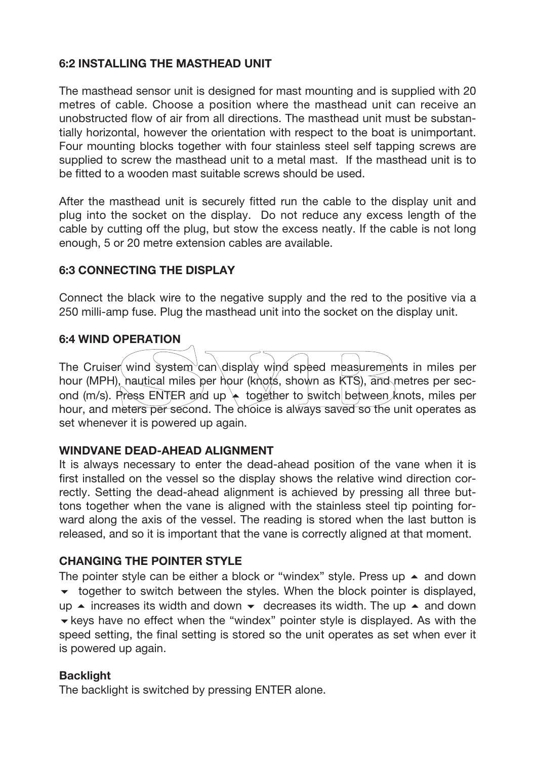## 6:2 INSTALLING THE MASTHEAD UNIT

The masthead sensor unit is designed for mast mounting and is supplied with 20 metres of cable. Choose a position where the masthead unit can receive an unobstructed flow of air from all directions. The masthead unit must be substantially horizontal, however the orientation with respect to the boat is unimportant. Four mounting blocks together with four stainless steel self tapping screws are supplied to screw the masthead unit to a metal mast. If the masthead unit is to be fitted to a wooden mast suitable screws should be used.

After the masthead unit is securely fitted run the cable to the display unit and plug into the socket on the display. Do not reduce any excess length of the cable by cutting off the plug, but stow the excess neatly. If the cable is not long enough, 5 or 20 metre extension cables are available.

## 6:3 CONNECTING THE DISPLAY

Connect the black wire to the negative supply and the red to the positive via a 250 milli-amp fuse. Plug the masthead unit into the socket on the display unit.

## 6:4 WIND OPERATION

The Cruiser wind system can display wind speed measurements in miles per hour (MPH), nautical miles per hour (knots, shown as KTS), and metres per second (m/s). Press ENTER and up ▲ together to switch between knots, miles per hour, and meters per second. The choice is always saved so the unit operates as set whenever it is powered up again.

### WINDVANE DEAD-AHEAD ALIGNMENT

It is always necessary to enter the dead-ahead position of the vane when it is first installed on the vessel so the display shows the relative wind direction correctly. Setting the dead-ahead alignment is achieved by pressing all three buttons together when the vane is aligned with the stainless steel tip pointing forward along the axis of the vessel. The reading is stored when the last button is released, and so it is important that the vane is correctly aligned at that moment.

### CHANGING THE POINTER STYLE

The pointer style can be either a block or "windex" style. Press up ▲ and down ▼ together to switch between the styles. When the block pointer is displayed, up ▲ increases its width and down ▼ decreases its width. The up ▲ and down ▼ keys have no effect when the "windex" pointer style is displayed. As with the speed setting, the final setting is stored so the unit operates as set when ever it is powered up again.

### Backlight

The backlight is switched by pressing ENTER alone.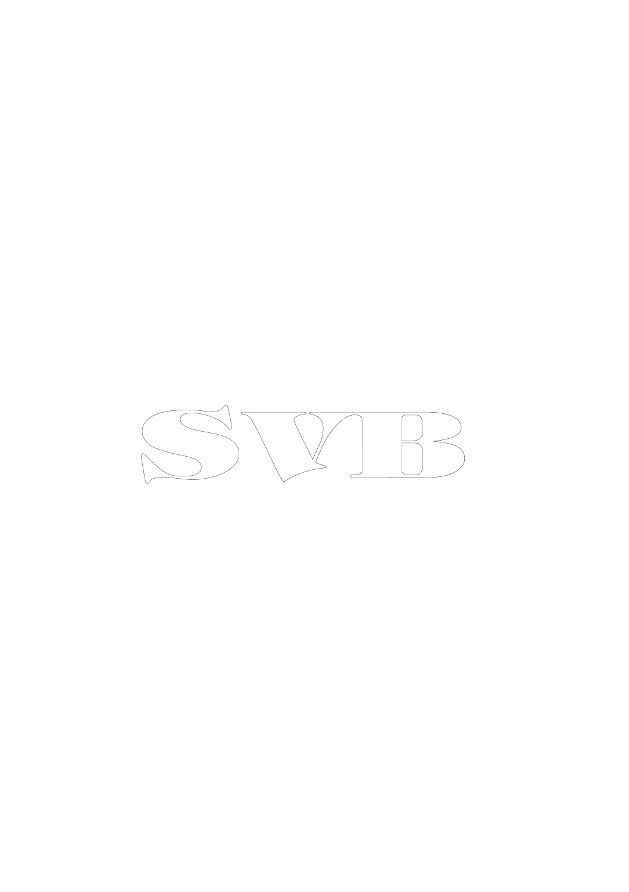SVB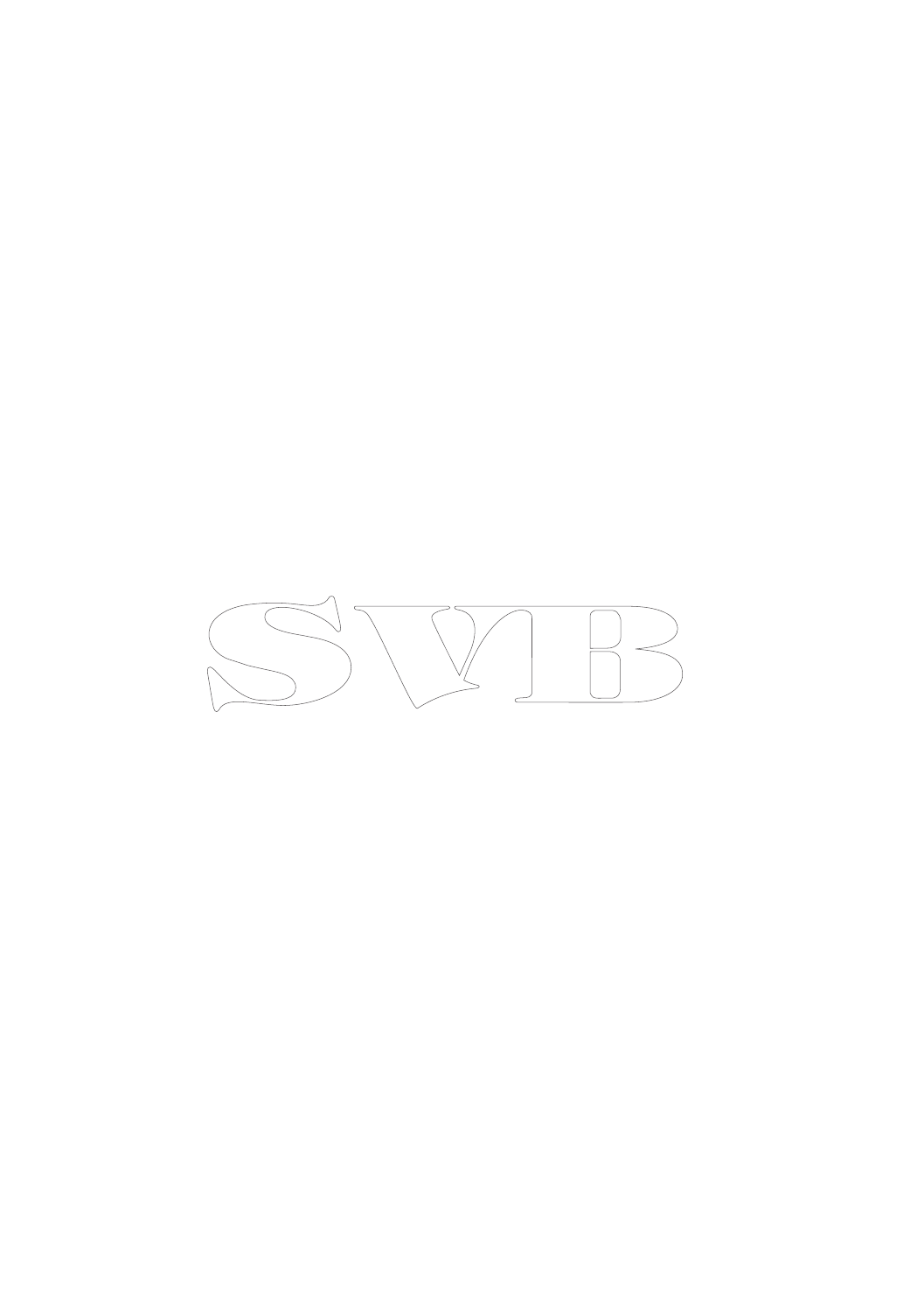SVB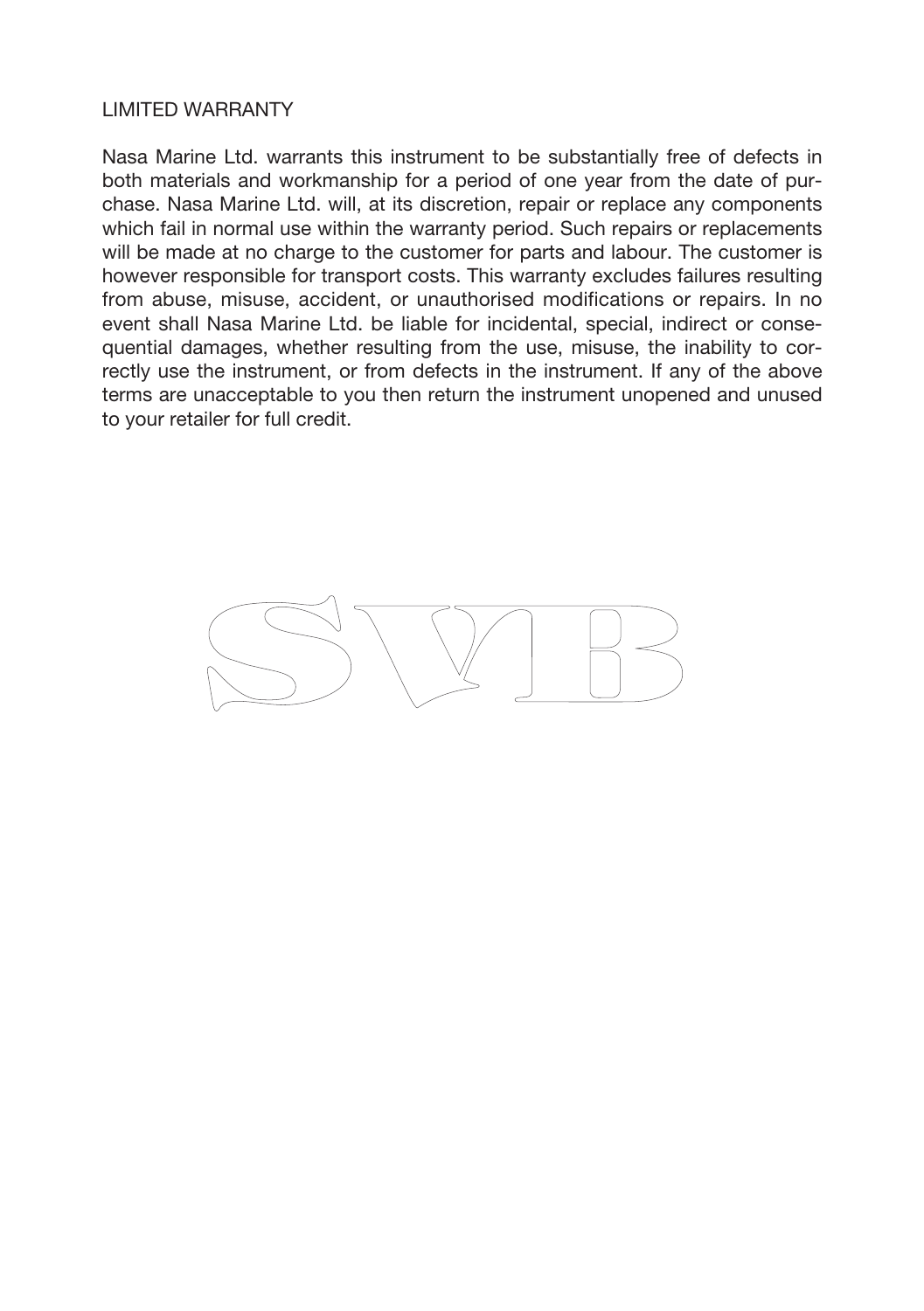LIMITED WARRANTY

Nasa Marine Ltd. warrants this instrument to be substantially free of defects in both materials and workmanship for a period of one year from the date of purchase. Nasa Marine Ltd. will, at its discretion, repair or replace any components which fail in normal use within the warranty period. Such repairs or replacements will be made at no charge to the customer for parts and labour. The customer is however responsible for transport costs. This warranty excludes failures resulting from abuse, misuse, accident, or unauthorised modifications or repairs. In no event shall Nasa Marine Ltd. be liable for incidental, special, indirect or consequential damages, whether resulting from the use, misuse, the inability to correctly use the instrument, or from defects in the instrument. If any of the above terms are unacceptable to you then return the instrument unopened and unused to your retailer for full credit.

SVB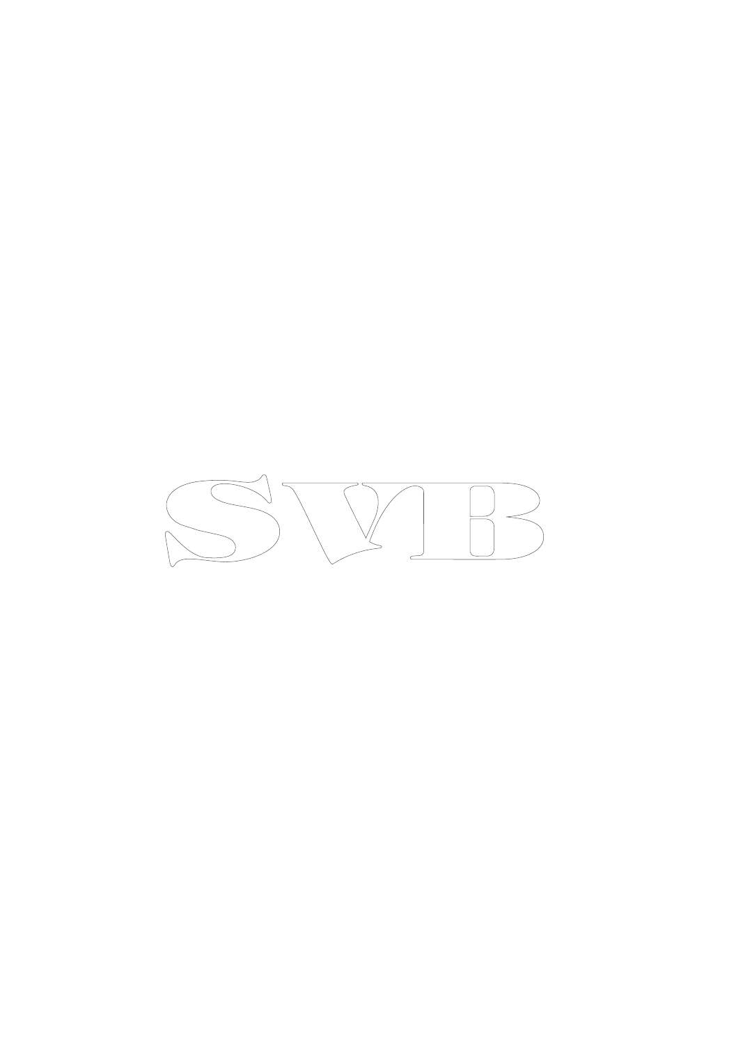SVB